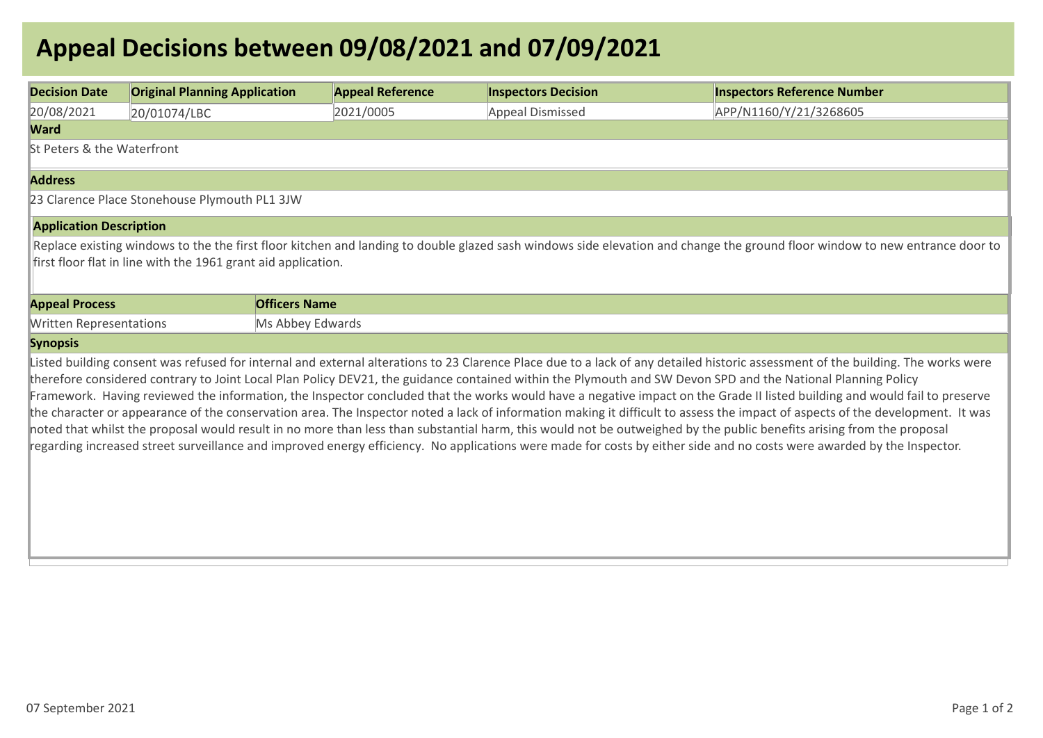# Appeal Decisions between 09/08/2021 and 07/09/2021

| Decision Date | Original Planning Application | Appeal Reference | Inspectors Decision | Inspectors Reference Number |
|---|---|---|---|---|
| 20/08/2021 | 20/01074/LBC | 2021/0005 | Appeal Dismissed | APP/N1160/Y/21/3268605 |

**Ward**

St Peters & the Waterfront

**Address**

23 Clarence Place Stonehouse Plymouth PL1 3JW

**Application Description**

Replace existing windows to the the first floor kitchen and landing to double glazed sash windows side elevation and change the ground floor window to new entrance door to first floor flat in line with the 1961 grant aid application.

| Appeal Process | Officers Name |
|---|---|
| Written Representations | Ms Abbey Edwards |

**Synopsis**

Listed building consent was refused for internal and external alterations to 23 Clarence Place due to a lack of any detailed historic assessment of the building. The works were therefore considered contrary to Joint Local Plan Policy DEV21, the guidance contained within the Plymouth and SW Devon SPD and the National Planning Policy Framework. Having reviewed the information, the Inspector concluded that the works would have a negative impact on the Grade II listed building and would fail to preserve the character or appearance of the conservation area. The Inspector noted a lack of information making it difficult to assess the impact of aspects of the development. It was noted that whilst the proposal would result in no more than less than substantial harm, this would not be outweighed by the public benefits arising from the proposal regarding increased street surveillance and improved energy efficiency. No applications were made for costs by either side and no costs were awarded by the Inspector.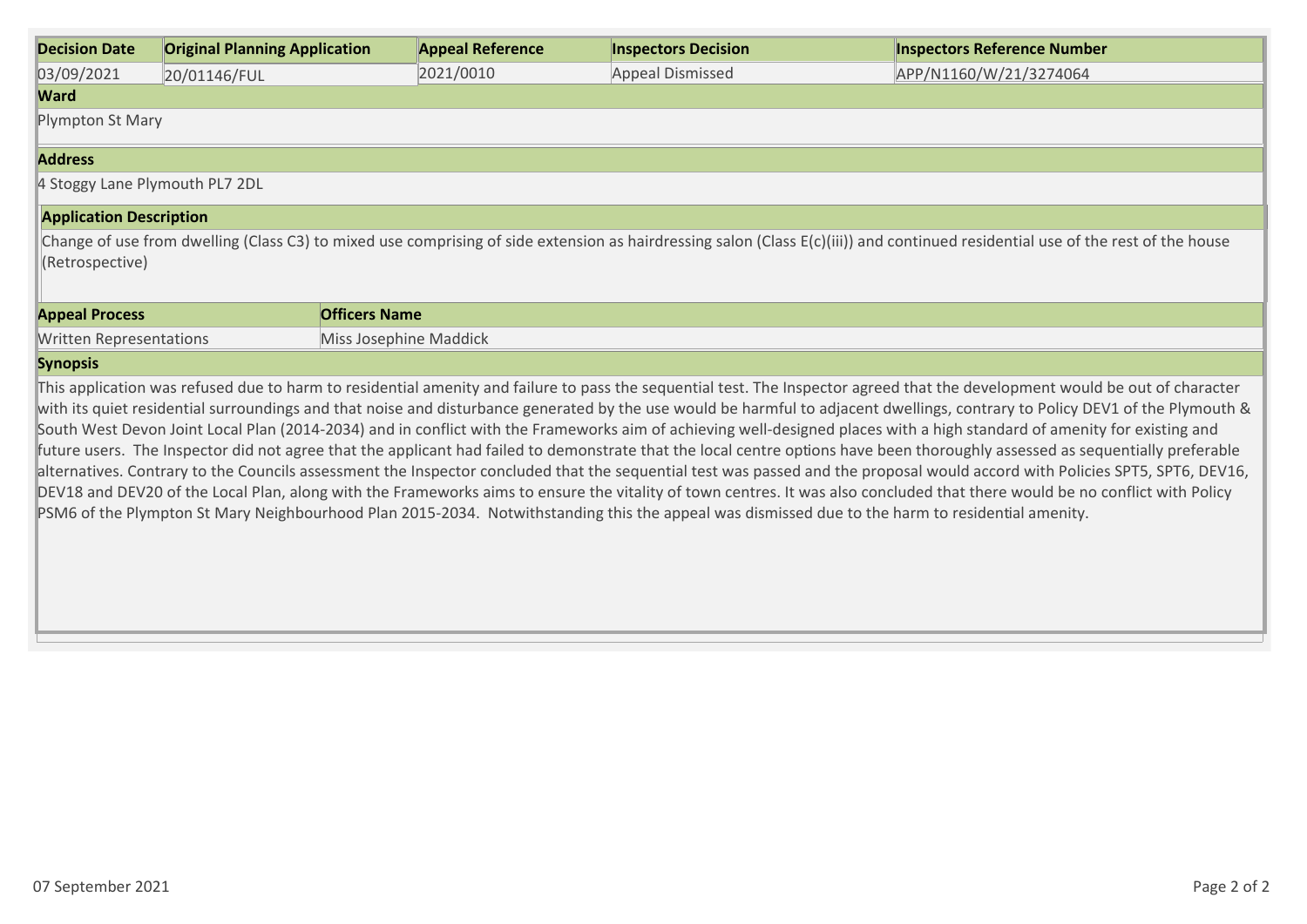| Decision Date | Original Planning Application | Appeal Reference | Inspectors Decision | Inspectors Reference Number |
|---|---|---|---|---|
| 03/09/2021 | 20/01146/FUL | 2021/0010 | Appeal Dismissed | APP/N1160/W/21/3274064 |

**Ward**

Plympton St Mary

**Address**

4 Stoggy Lane Plymouth PL7 2DL

**Application Description**

Change of use from dwelling (Class C3) to mixed use comprising of side extension as hairdressing salon (Class E(c)(iii)) and continued residential use of the rest of the house (Retrospective)

| Appeal Process | Officers Name |
|---|---|
| Written Representations | Miss Josephine Maddick |

**Synopsis**

This application was refused due to harm to residential amenity and failure to pass the sequential test. The Inspector agreed that the development would be out of character with its quiet residential surroundings and that noise and disturbance generated by the use would be harmful to adjacent dwellings, contrary to Policy DEV1 of the Plymouth & South West Devon Joint Local Plan (2014-2034) and in conflict with the Frameworks aim of achieving well-designed places with a high standard of amenity for existing and future users. The Inspector did not agree that the applicant had failed to demonstrate that the local centre options have been thoroughly assessed as sequentially preferable alternatives. Contrary to the Councils assessment the Inspector concluded that the sequential test was passed and the proposal would accord with Policies SPT5, SPT6, DEV16, DEV18 and DEV20 of the Local Plan, along with the Frameworks aims to ensure the vitality of town centres. It was also concluded that there would be no conflict with Policy PSM6 of the Plympton St Mary Neighbourhood Plan 2015-2034. Notwithstanding this the appeal was dismissed due to the harm to residential amenity.

07 September 2021